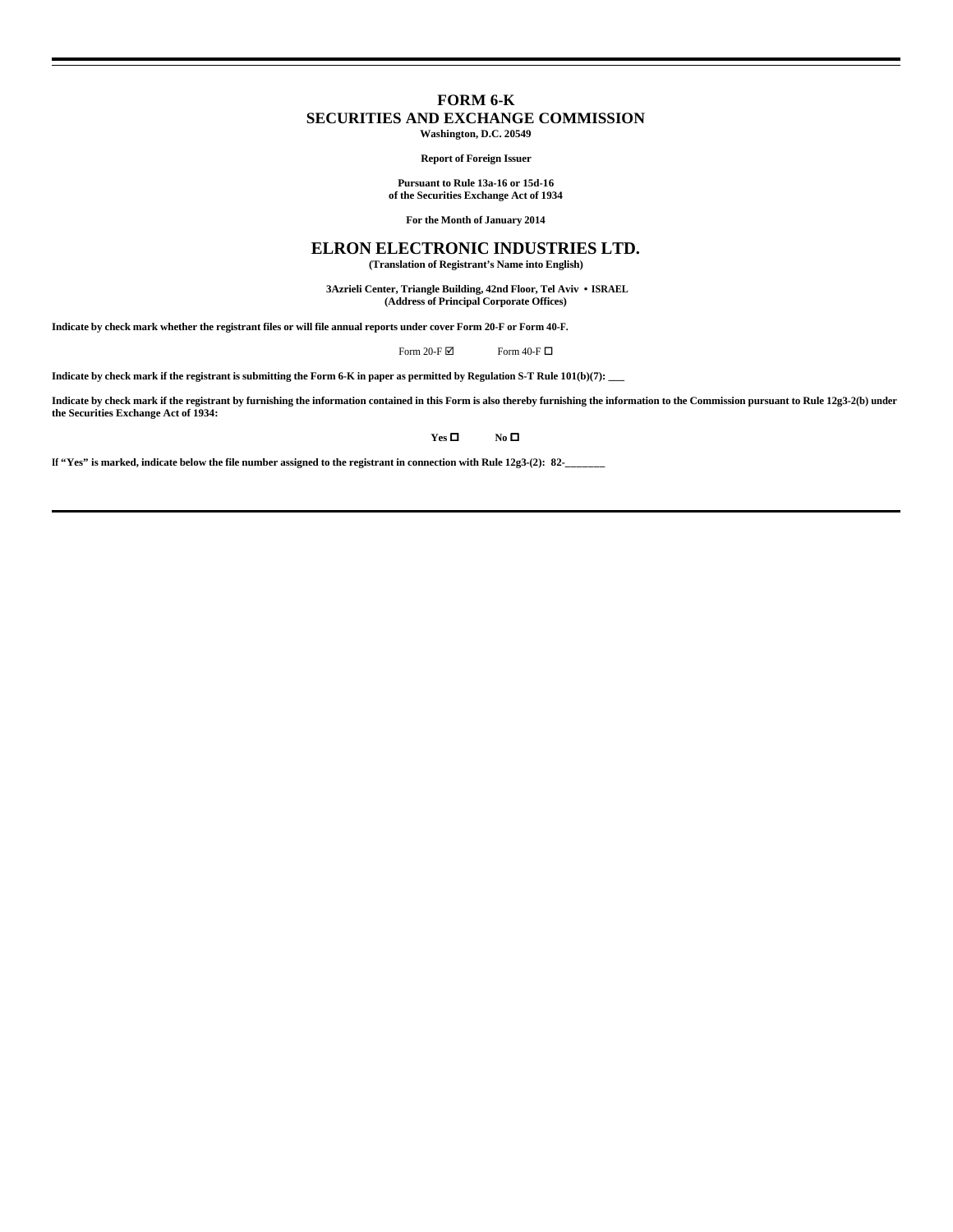# FORM 6-K

## SECURITIES AND EXCHANGE COMMISSION

**Washington, D.C. 20549**

**Report of Foreign Issuer**

**Pursuant to Rule 13a-16 or 15d-16**
**of the Securities Exchange Act of 1934**

**For the Month of January 2014**

## ELRON ELECTRONIC INDUSTRIES LTD.

**(Translation of Registrant's Name into English)**

**3Azrieli Center, Triangle Building, 42nd Floor, Tel Aviv • ISRAEL**
**(Address of Principal Corporate Offices)**

**Indicate by check mark whether the registrant files or will file annual reports under cover Form 20-F or Form 40-F.**

Form 20-F ☑ Form 40-F ☐

**Indicate by check mark if the registrant is submitting the Form 6-K in paper as permitted by Regulation S-T Rule 101(b)(7): \_\_\_**

**Indicate by check mark if the registrant by furnishing the information contained in this Form is also thereby furnishing the information to the Commission pursuant to Rule 12g3-2(b) under the Securities Exchange Act of 1934:**

**Yes** ☐ **No** ☐

**If "Yes" is marked, indicate below the file number assigned to the registrant in connection with Rule 12g3-(2): 82-\_\_\_\_\_\_\_**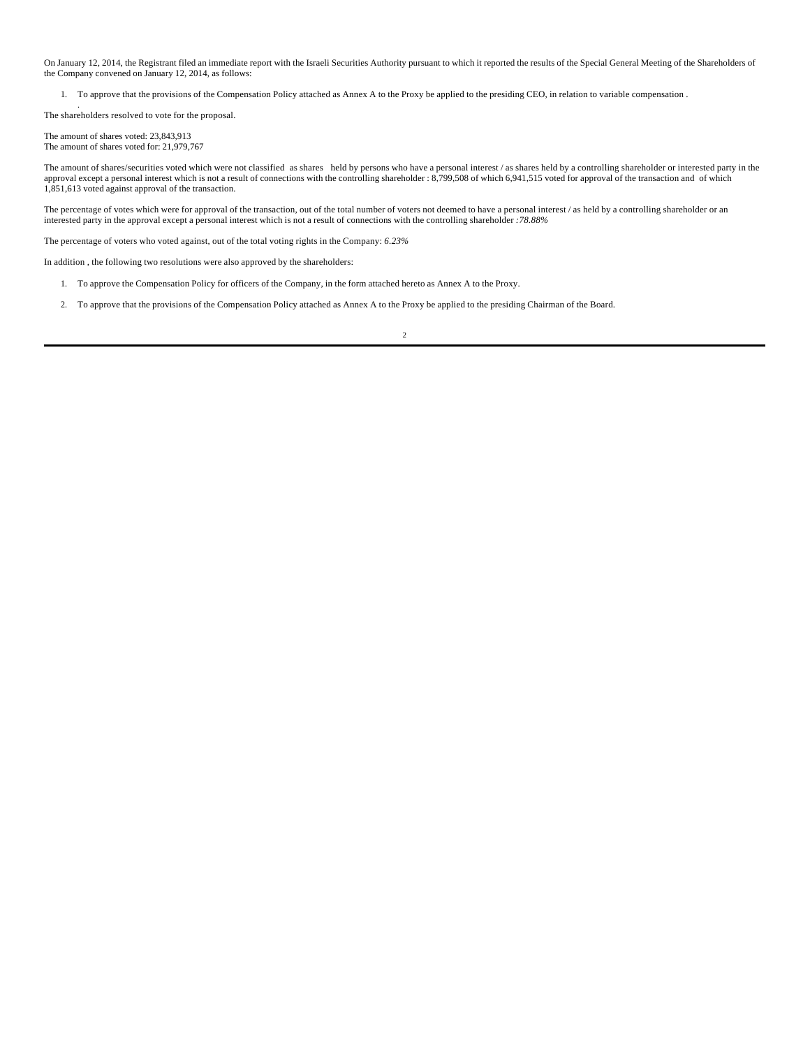On January 12, 2014, the Registrant filed an immediate report with the Israeli Securities Authority pursuant to which it reported the results of the Special General Meeting of the Shareholders of the Company convened on January 12, 2014, as follows:

1. To approve that the provisions of the Compensation Policy attached as Annex A to the Proxy be applied to the presiding CEO, in relation to variable compensation .

The shareholders resolved to vote for the proposal.

The amount of shares voted: 23,843,913
The amount of shares voted for: 21,979,767

The amount of shares/securities voted which were not classified as shares held by persons who have a personal interest / as shares held by a controlling shareholder or interested party in the approval except a personal interest which is not a result of connections with the controlling shareholder : 8,799,508 of which 6,941,515 voted for approval of the transaction and of which 1,851,613 voted against approval of the transaction.

The percentage of votes which were for approval of the transaction, out of the total number of voters not deemed to have a personal interest / as held by a controlling shareholder or an interested party in the approval except a personal interest which is not a result of connections with the controlling shareholder *:78.88%*

The percentage of voters who voted against, out of the total voting rights in the Company: *6.23%*

In addition , the following two resolutions were also approved by the shareholders:

1. To approve the Compensation Policy for officers of the Company, in the form attached hereto as Annex A to the Proxy.
2. To approve that the provisions of the Compensation Policy attached as Annex A to the Proxy be applied to the presiding Chairman of the Board.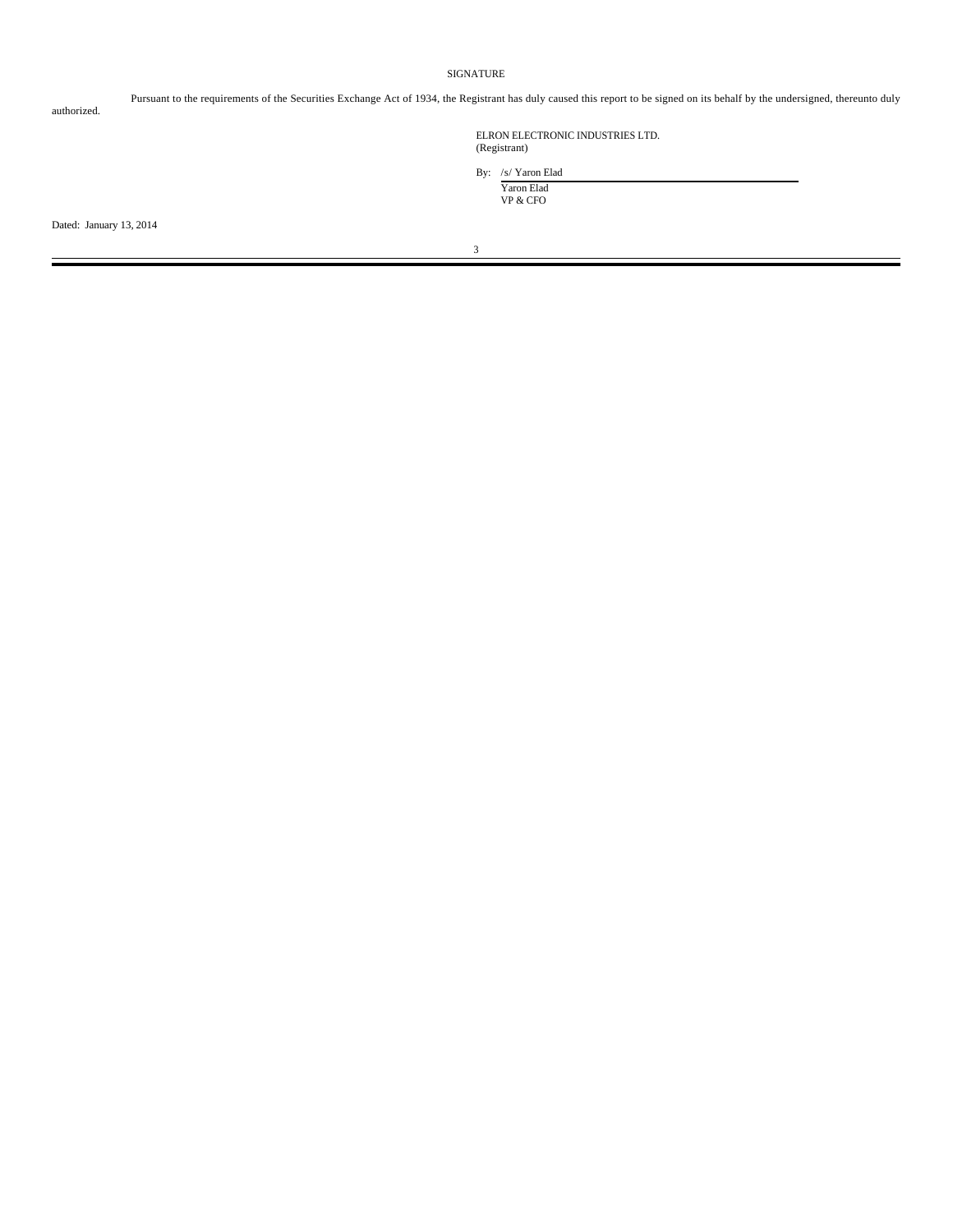# SIGNATURE

Pursuant to the requirements of the Securities Exchange Act of 1934, the Registrant has duly caused this report to be signed on its behalf by the undersigned, thereunto duly authorized.

ELRON ELECTRONIC INDUSTRIES LTD.
(Registrant)

By: /s/ Yaron Elad
Yaron Elad
VP & CFO

Dated: January 13, 2014